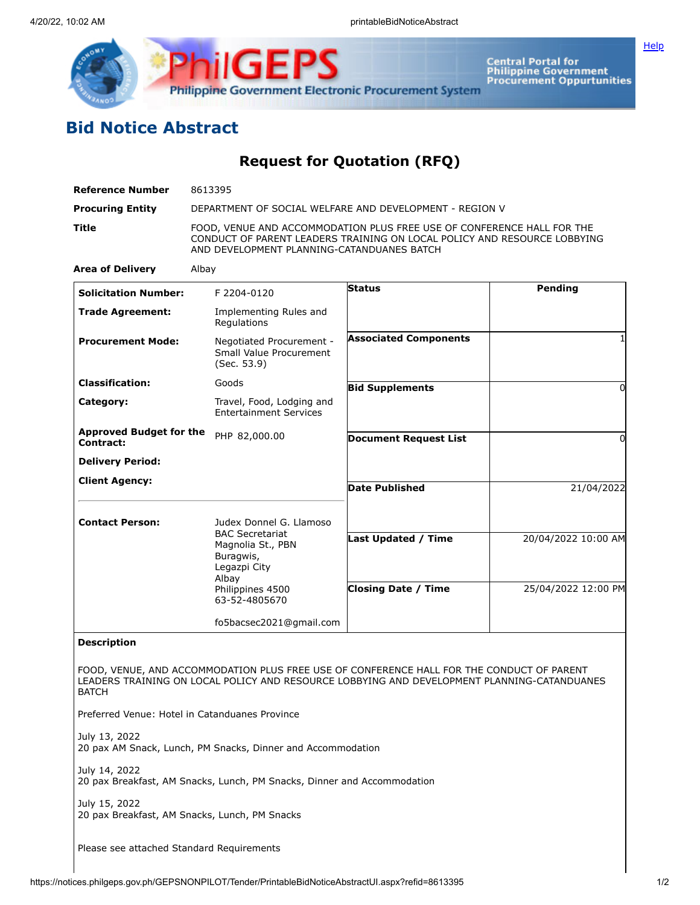## Bid Notice Abstract

### Request for Quotation (RFQ)

| | |
|---|---|
| **Reference Number** | 8613395 |
| **Procuring Entity** | DEPARTMENT OF SOCIAL WELFARE AND DEVELOPMENT - REGION V |
| **Title** | FOOD, VENUE AND ACCOMMODATION PLUS FREE USE OF CONFERENCE HALL FOR THE CONDUCT OF PARENT LEADERS TRAINING ON LOCAL POLICY AND RESOURCE LOBBYING AND DEVELOPMENT PLANNING-CATANDUANES BATCH |
| **Area of Delivery** | Albay |

| | | | |
|---|---|---|---|
| **Solicitation Number:** | F 2204-0120 | **Status** | Pending |
| **Trade Agreement:** | Implementing Rules and Regulations | | |
| **Procurement Mode:** | Negotiated Procurement - Small Value Procurement (Sec. 53.9) | **Associated Components** | 1 |
| **Classification:** | Goods | **Bid Supplements** | 0 |
| **Category:** | Travel, Food, Lodging and Entertainment Services | | |
| **Approved Budget for the Contract:** | PHP 82,000.00 | **Document Request List** | 0 |
| **Delivery Period:** | | | |
| **Client Agency:** | | **Date Published** | 21/04/2022 |
| **Contact Person:** | Judex Donnel G. Llamoso<br>BAC Secretariat<br>Magnolia St., PBN<br>Buragwis,<br>Legazpi City<br>Albay<br>Philippines 4500<br>63-52-4805670<br><br>fo5bacsec2021@gmail.com | **Last Updated / Time** | 20/04/2022 10:00 AM |
| | | **Closing Date / Time** | 25/04/2022 12:00 PM |

**Description**

FOOD, VENUE, AND ACCOMMODATION PLUS FREE USE OF CONFERENCE HALL FOR THE CONDUCT OF PARENT LEADERS TRAINING ON LOCAL POLICY AND RESOURCE LOBBYING AND DEVELOPMENT PLANNING-CATANDUANES BATCH

Preferred Venue: Hotel in Catanduanes Province

July 13, 2022
20 pax AM Snack, Lunch, PM Snacks, Dinner and Accommodation

July 14, 2022
20 pax Breakfast, AM Snacks, Lunch, PM Snacks, Dinner and Accommodation

July 15, 2022
20 pax Breakfast, AM Snacks, Lunch, PM Snacks

Please see attached Standard Requirements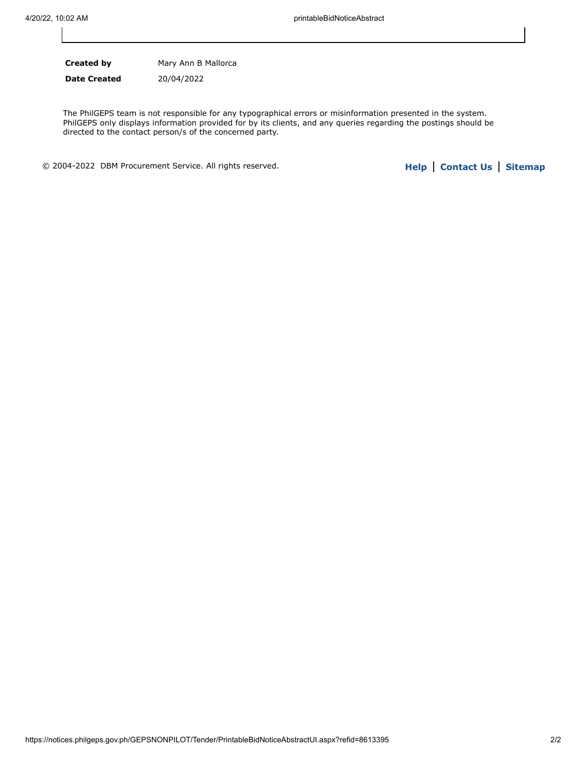| | |
|---|---|
| **Created by** | Mary Ann B Mallorca |
| **Date Created** | 20/04/2022 |

The PhilGEPS team is not responsible for any typographical errors or misinformation presented in the system. PhilGEPS only displays information provided for by its clients, and any queries regarding the postings should be directed to the contact person/s of the concerned party.

© 2004-2022 DBM Procurement Service. All rights reserved.

**Help** | **Contact Us** | **Sitemap**